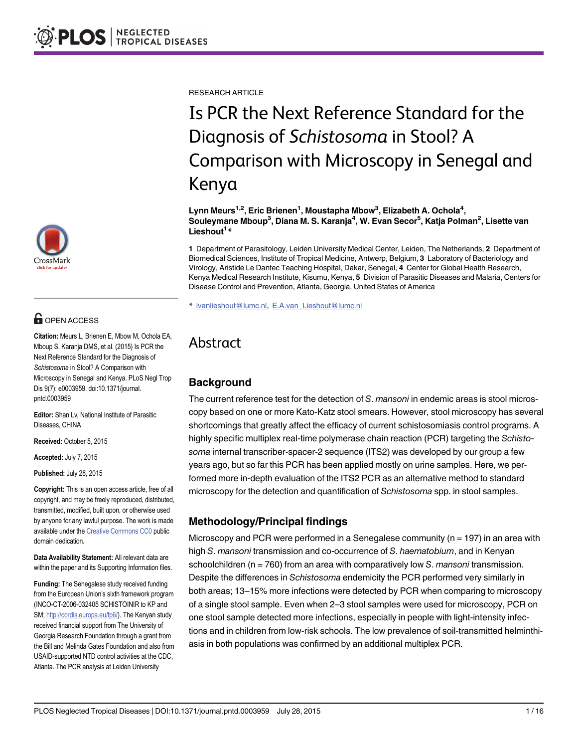RESEARCH ARTICLE

# Is PCR the Next Reference Standard for the Diagnosis of *Schistosoma* in Stool? A Comparison with Microscopy in Senegal and Kenya

**Lynn Meurs[1,2], Eric Brienen[1], Moustapha Mbow[3], Elizabeth A. Ochola[4], Souleymane Mboup[3], Diana M. S. Karanja[4], W. Evan Secor[5], Katja Polman[2], Lisette van Lieshout[1]***

**1** Department of Parasitology, Leiden University Medical Center, Leiden, The Netherlands, **2** Department of Biomedical Sciences, Institute of Tropical Medicine, Antwerp, Belgium, **3** Laboratory of Bacteriology and Virology, Aristide Le Dantec Teaching Hospital, Dakar, Senegal, **4** Center for Global Health Research, Kenya Medical Research Institute, Kisumu, Kenya, **5** Division of Parasitic Diseases and Malaria, Centers for Disease Control and Prevention, Atlanta, Georgia, United States of America

* lvanlieshout@lumc.nl, E.A.van_Lieshout@lumc.nl

OPEN ACCESS

**Citation:** Meurs L, Brienen E, Mbow M, Ochola EA, Mboup S, Karanja DMS, et al. (2015) Is PCR the Next Reference Standard for the Diagnosis of *Schistosoma* in Stool? A Comparison with Microscopy in Senegal and Kenya. PLoS Negl Trop Dis 9(7): e0003959. doi:10.1371/journal.pntd.0003959

**Editor:** Shan Lv, National Institute of Parasitic Diseases, CHINA

**Received:** October 5, 2015

**Accepted:** July 7, 2015

**Published:** July 28, 2015

**Copyright:** This is an open access article, free of all copyright, and may be freely reproduced, distributed, transmitted, modified, built upon, or otherwise used by anyone for any lawful purpose. The work is made available under the Creative Commons CC0 public domain dedication.

**Data Availability Statement:** All relevant data are within the paper and its Supporting Information files.

**Funding:** The Senegalese study received funding from the European Union's sixth framework program (INCO-CT-2006-032405 SCHISTOINIR to KP and SM; http://cordis.europa.eu/fp6/). The Kenyan study received financial support from The University of Georgia Research Foundation through a grant from the Bill and Melinda Gates Foundation and also from USAID-supported NTD control activities at the CDC, Atlanta. The PCR analysis at Leiden University

## Abstract

### Background

The current reference test for the detection of *S. mansoni* in endemic areas is stool microscopy based on one or more Kato-Katz stool smears. However, stool microscopy has several shortcomings that greatly affect the efficacy of current schistosomiasis control programs. A highly specific multiplex real-time polymerase chain reaction (PCR) targeting the *Schistosoma* internal transcriber-spacer-2 sequence (ITS2) was developed by our group a few years ago, but so far this PCR has been applied mostly on urine samples. Here, we performed more in-depth evaluation of the ITS2 PCR as an alternative method to standard microscopy for the detection and quantification of *Schistosoma* spp. in stool samples.

### Methodology/Principal findings

Microscopy and PCR were performed in a Senegalese community (n = 197) in an area with high *S. mansoni* transmission and co-occurrence of *S. haematobium*, and in Kenyan schoolchildren (n = 760) from an area with comparatively low *S. mansoni* transmission. Despite the differences in *Schistosoma* endemicity the PCR performed very similarly in both areas; 13–15% more infections were detected by PCR when comparing to microscopy of a single stool sample. Even when 2–3 stool samples were used for microscopy, PCR on one stool sample detected more infections, especially in people with light-intensity infections and in children from low-risk schools. The low prevalence of soil-transmitted helminthiasis in both populations was confirmed by an additional multiplex PCR.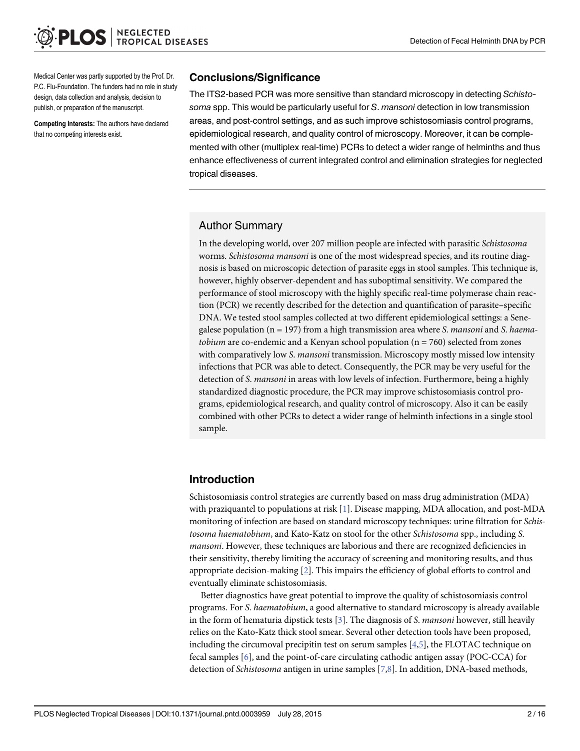Medical Center was partly supported by the Prof. Dr. P.C. Flu-Foundation. The funders had no role in study design, data collection and analysis, decision to publish, or preparation of the manuscript.

**Competing Interests:** The authors have declared that no competing interests exist.

## Conclusions/Significance

The ITS2-based PCR was more sensitive than standard microscopy in detecting *Schistosoma* spp. This would be particularly useful for *S. mansoni* detection in low transmission areas, and post-control settings, and as such improve schistosomiasis control programs, epidemiological research, and quality control of microscopy. Moreover, it can be complemented with other (multiplex real-time) PCRs to detect a wider range of helminths and thus enhance effectiveness of current integrated control and elimination strategies for neglected tropical diseases.

## Author Summary

In the developing world, over 207 million people are infected with parasitic *Schistosoma* worms. *Schistosoma mansoni* is one of the most widespread species, and its routine diagnosis is based on microscopic detection of parasite eggs in stool samples. This technique is, however, highly observer-dependent and has suboptimal sensitivity. We compared the performance of stool microscopy with the highly specific real-time polymerase chain reaction (PCR) we recently described for the detection and quantification of parasite–specific DNA. We tested stool samples collected at two different epidemiological settings: a Senegalese population (n = 197) from a high transmission area where *S. mansoni* and *S. haematobium* are co-endemic and a Kenyan school population (n = 760) selected from zones with comparatively low *S. mansoni* transmission. Microscopy mostly missed low intensity infections that PCR was able to detect. Consequently, the PCR may be very useful for the detection of *S. mansoni* in areas with low levels of infection. Furthermore, being a highly standardized diagnostic procedure, the PCR may improve schistosomiasis control programs, epidemiological research, and quality control of microscopy. Also it can be easily combined with other PCRs to detect a wider range of helminth infections in a single stool sample.

## Introduction

Schistosomiasis control strategies are currently based on mass drug administration (MDA) with praziquantel to populations at risk [1]. Disease mapping, MDA allocation, and post-MDA monitoring of infection are based on standard microscopy techniques: urine filtration for *Schistosoma haematobium*, and Kato-Katz on stool for the other *Schistosoma* spp., including *S. mansoni*. However, these techniques are laborious and there are recognized deficiencies in their sensitivity, thereby limiting the accuracy of screening and monitoring results, and thus appropriate decision-making [2]. This impairs the efficiency of global efforts to control and eventually eliminate schistosomiasis.

Better diagnostics have great potential to improve the quality of schistosomiasis control programs. For *S. haematobium*, a good alternative to standard microscopy is already available in the form of hematuria dipstick tests [3]. The diagnosis of *S. mansoni* however, still heavily relies on the Kato-Katz thick stool smear. Several other detection tools have been proposed, including the circumoval precipitin test on serum samples [4,5], the FLOTAC technique on fecal samples [6], and the point-of-care circulating cathodic antigen assay (POC-CCA) for detection of *Schistosoma* antigen in urine samples [7,8]. In addition, DNA-based methods,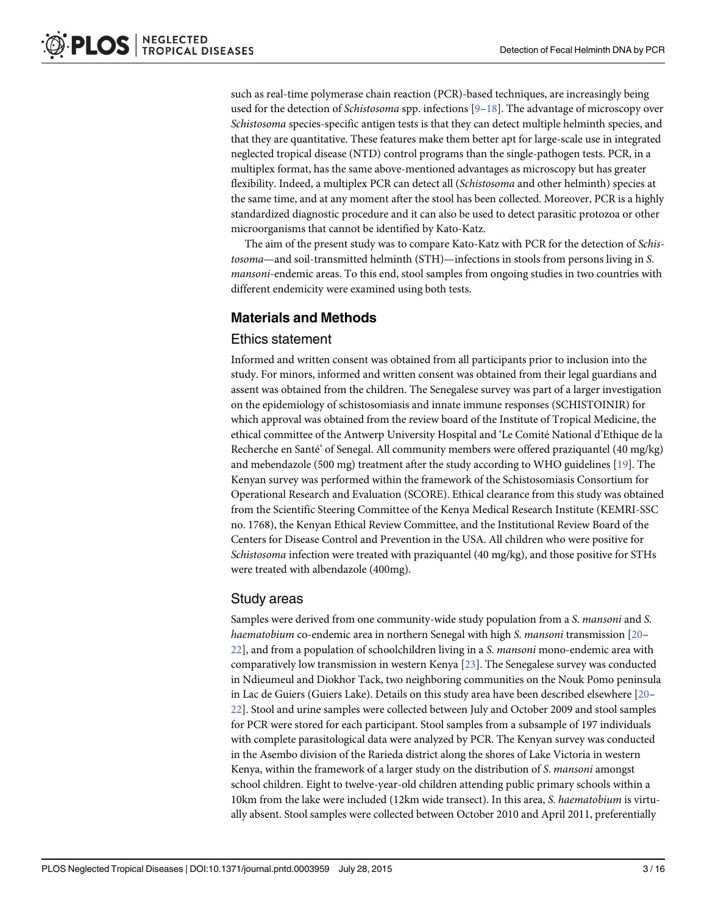such as real-time polymerase chain reaction (PCR)-based techniques, are increasingly being used for the detection of *Schistosoma* spp. infections [9–18]. The advantage of microscopy over *Schistosoma* species-specific antigen tests is that they can detect multiple helminth species, and that they are quantitative. These features make them better apt for large-scale use in integrated neglected tropical disease (NTD) control programs than the single-pathogen tests. PCR, in a multiplex format, has the same above-mentioned advantages as microscopy but has greater flexibility. Indeed, a multiplex PCR can detect all (*Schistosoma* and other helminth) species at the same time, and at any moment after the stool has been collected. Moreover, PCR is a highly standardized diagnostic procedure and it can also be used to detect parasitic protozoa or other microorganisms that cannot be identified by Kato-Katz.

The aim of the present study was to compare Kato-Katz with PCR for the detection of *Schistosoma*—and soil-transmitted helminth (STH)—infections in stools from persons living in *S. mansoni*-endemic areas. To this end, stool samples from ongoing studies in two countries with different endemicity were examined using both tests.

## Materials and Methods

### Ethics statement

Informed and written consent was obtained from all participants prior to inclusion into the study. For minors, informed and written consent was obtained from their legal guardians and assent was obtained from the children. The Senegalese survey was part of a larger investigation on the epidemiology of schistosomiasis and innate immune responses (SCHISTOINIR) for which approval was obtained from the review board of the Institute of Tropical Medicine, the ethical committee of the Antwerp University Hospital and 'Le Comité National d'Ethique de la Recherche en Santé' of Senegal. All community members were offered praziquantel (40 mg/kg) and mebendazole (500 mg) treatment after the study according to WHO guidelines [19]. The Kenyan survey was performed within the framework of the Schistosomiasis Consortium for Operational Research and Evaluation (SCORE). Ethical clearance from this study was obtained from the Scientific Steering Committee of the Kenya Medical Research Institute (KEMRI-SSC no. 1768), the Kenyan Ethical Review Committee, and the Institutional Review Board of the Centers for Disease Control and Prevention in the USA. All children who were positive for *Schistosoma* infection were treated with praziquantel (40 mg/kg), and those positive for STHs were treated with albendazole (400mg).

### Study areas

Samples were derived from one community-wide study population from a *S. mansoni* and *S. haematobium* co-endemic area in northern Senegal with high *S. mansoni* transmission [20–22], and from a population of schoolchildren living in a *S. mansoni* mono-endemic area with comparatively low transmission in western Kenya [23]. The Senegalese survey was conducted in Ndieumeul and Diokhor Tack, two neighboring communities on the Nouk Pomo peninsula in Lac de Guiers (Guiers Lake). Details on this study area have been described elsewhere [20–22]. Stool and urine samples were collected between July and October 2009 and stool samples for PCR were stored for each participant. Stool samples from a subsample of 197 individuals with complete parasitological data were analyzed by PCR. The Kenyan survey was conducted in the Asembo division of the Rarieda district along the shores of Lake Victoria in western Kenya, within the framework of a larger study on the distribution of *S. mansoni* amongst school children. Eight to twelve-year-old children attending public primary schools within a 10km from the lake were included (12km wide transect). In this area, *S. haematobium* is virtually absent. Stool samples were collected between October 2010 and April 2011, preferentially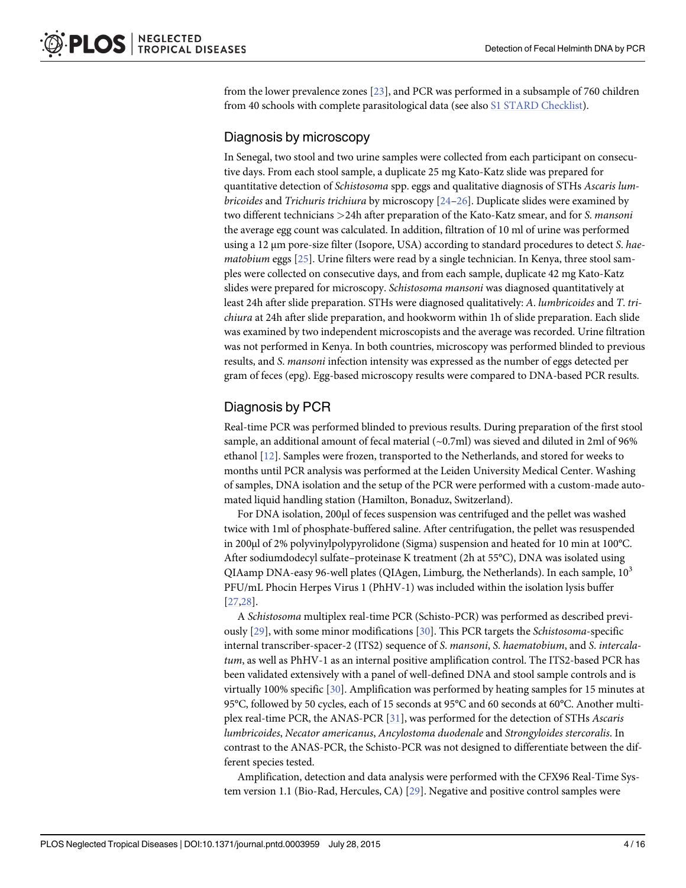from the lower prevalence zones [23], and PCR was performed in a subsample of 760 children from 40 schools with complete parasitological data (see also S1 STARD Checklist).

## Diagnosis by microscopy

In Senegal, two stool and two urine samples were collected from each participant on consecutive days. From each stool sample, a duplicate 25 mg Kato-Katz slide was prepared for quantitative detection of *Schistosoma* spp. eggs and qualitative diagnosis of STHs *Ascaris lumbricoides* and *Trichuris trichiura* by microscopy [24–26]. Duplicate slides were examined by two different technicians >24h after preparation of the Kato-Katz smear, and for *S. mansoni* the average egg count was calculated. In addition, filtration of 10 ml of urine was performed using a 12 μm pore-size filter (Isopore, USA) according to standard procedures to detect *S. haematobium* eggs [25]. Urine filters were read by a single technician. In Kenya, three stool samples were collected on consecutive days, and from each sample, duplicate 42 mg Kato-Katz slides were prepared for microscopy. *Schistosoma mansoni* was diagnosed quantitatively at least 24h after slide preparation. STHs were diagnosed qualitatively: *A. lumbricoides* and *T. trichiura* at 24h after slide preparation, and hookworm within 1h of slide preparation. Each slide was examined by two independent microscopists and the average was recorded. Urine filtration was not performed in Kenya. In both countries, microscopy was performed blinded to previous results, and *S. mansoni* infection intensity was expressed as the number of eggs detected per gram of feces (epg). Egg-based microscopy results were compared to DNA-based PCR results.

## Diagnosis by PCR

Real-time PCR was performed blinded to previous results. During preparation of the first stool sample, an additional amount of fecal material (~0.7ml) was sieved and diluted in 2ml of 96% ethanol [12]. Samples were frozen, transported to the Netherlands, and stored for weeks to months until PCR analysis was performed at the Leiden University Medical Center. Washing of samples, DNA isolation and the setup of the PCR were performed with a custom-made automated liquid handling station (Hamilton, Bonaduz, Switzerland).

For DNA isolation, 200μl of feces suspension was centrifuged and the pellet was washed twice with 1ml of phosphate-buffered saline. After centrifugation, the pellet was resuspended in 200μl of 2% polyvinylpolypyrolidone (Sigma) suspension and heated for 10 min at 100°C. After sodiumdodecyl sulfate–proteinase K treatment (2h at 55°C), DNA was isolated using QIAamp DNA-easy 96-well plates (QIAgen, Limburg, the Netherlands). In each sample, $10^3$ PFU/mL Phocin Herpes Virus 1 (PhHV-1) was included within the isolation lysis buffer [27,28].

A *Schistosoma* multiplex real-time PCR (Schisto-PCR) was performed as described previously [29], with some minor modifications [30]. This PCR targets the *Schistosoma*-specific internal transcriber-spacer-2 (ITS2) sequence of *S. mansoni*, *S. haematobium*, and *S. intercalatum*, as well as PhHV-1 as an internal positive amplification control. The ITS2-based PCR has been validated extensively with a panel of well-defined DNA and stool sample controls and is virtually 100% specific [30]. Amplification was performed by heating samples for 15 minutes at 95°C, followed by 50 cycles, each of 15 seconds at 95°C and 60 seconds at 60°C. Another multiplex real-time PCR, the ANAS-PCR [31], was performed for the detection of STHs *Ascaris lumbricoides*, *Necator americanus*, *Ancylostoma duodenale* and *Strongyloides stercoralis*. In contrast to the ANAS-PCR, the Schisto-PCR was not designed to differentiate between the different species tested.

Amplification, detection and data analysis were performed with the CFX96 Real-Time System version 1.1 (Bio-Rad, Hercules, CA) [29]. Negative and positive control samples were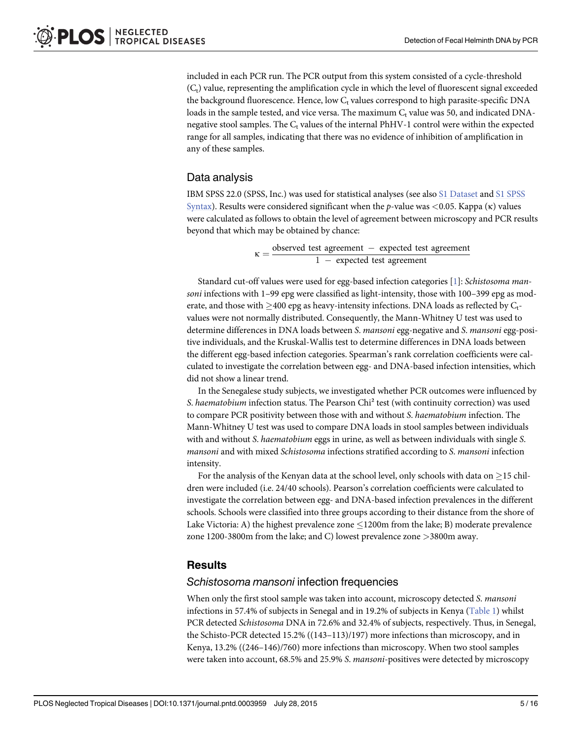included in each PCR run. The PCR output from this system consisted of a cycle-threshold ($C_t$) value, representing the amplification cycle in which the level of fluorescent signal exceeded the background fluorescence. Hence, low $C_t$ values correspond to high parasite-specific DNA loads in the sample tested, and vice versa. The maximum $C_t$ value was 50, and indicated DNA-negative stool samples. The $C_t$ values of the internal PhHV-1 control were within the expected range for all samples, indicating that there was no evidence of inhibition of amplification in any of these samples.

## Data analysis

IBM SPSS 22.0 (SPSS, Inc.) was used for statistical analyses (see also S1 Dataset and S1 SPSS Syntax). Results were considered significant when the $p$-value was $<0.05$. Kappa ($\kappa$) values were calculated as follows to obtain the level of agreement between microscopy and PCR results beyond that which may be obtained by chance:

$$\kappa = \frac{\text{observed test agreement} - \text{expected test agreement}}{1 - \text{expected test agreement}}$$

Standard cut-off values were used for egg-based infection categories [1]: *Schistosoma mansoni* infections with 1–99 epg were classified as light-intensity, those with 100–399 epg as moderate, and those with $\geq$400 epg as heavy-intensity infections. DNA loads as reflected by $C_t$-values were not normally distributed. Consequently, the Mann-Whitney U test was used to determine differences in DNA loads between *S. mansoni* egg-negative and *S. mansoni* egg-positive individuals, and the Kruskal-Wallis test to determine differences in DNA loads between the different egg-based infection categories. Spearman's rank correlation coefficients were calculated to investigate the correlation between egg- and DNA-based infection intensities, which did not show a linear trend.

In the Senegalese study subjects, we investigated whether PCR outcomes were influenced by *S. haematobium* infection status. The Pearson Chi$^2$ test (with continuity correction) was used to compare PCR positivity between those with and without *S. haematobium* infection. The Mann-Whitney U test was used to compare DNA loads in stool samples between individuals with and without *S. haematobium* eggs in urine, as well as between individuals with single *S. mansoni* and with mixed *Schistosoma* infections stratified according to *S. mansoni* infection intensity.

For the analysis of the Kenyan data at the school level, only schools with data on $\geq$15 children were included (i.e. 24/40 schools). Pearson's correlation coefficients were calculated to investigate the correlation between egg- and DNA-based infection prevalences in the different schools. Schools were classified into three groups according to their distance from the shore of Lake Victoria: A) the highest prevalence zone $\leq$1200m from the lake; B) moderate prevalence zone 1200-3800m from the lake; and C) lowest prevalence zone $>$3800m away.

# Results

## *Schistosoma mansoni* infection frequencies

When only the first stool sample was taken into account, microscopy detected *S. mansoni* infections in 57.4% of subjects in Senegal and in 19.2% of subjects in Kenya (Table 1) whilst PCR detected *Schistosoma* DNA in 72.6% and 32.4% of subjects, respectively. Thus, in Senegal, the Schisto-PCR detected 15.2% ((143–113)/197) more infections than microscopy, and in Kenya, 13.2% ((246–146)/760) more infections than microscopy. When two stool samples were taken into account, 68.5% and 25.9% *S. mansoni*-positives were detected by microscopy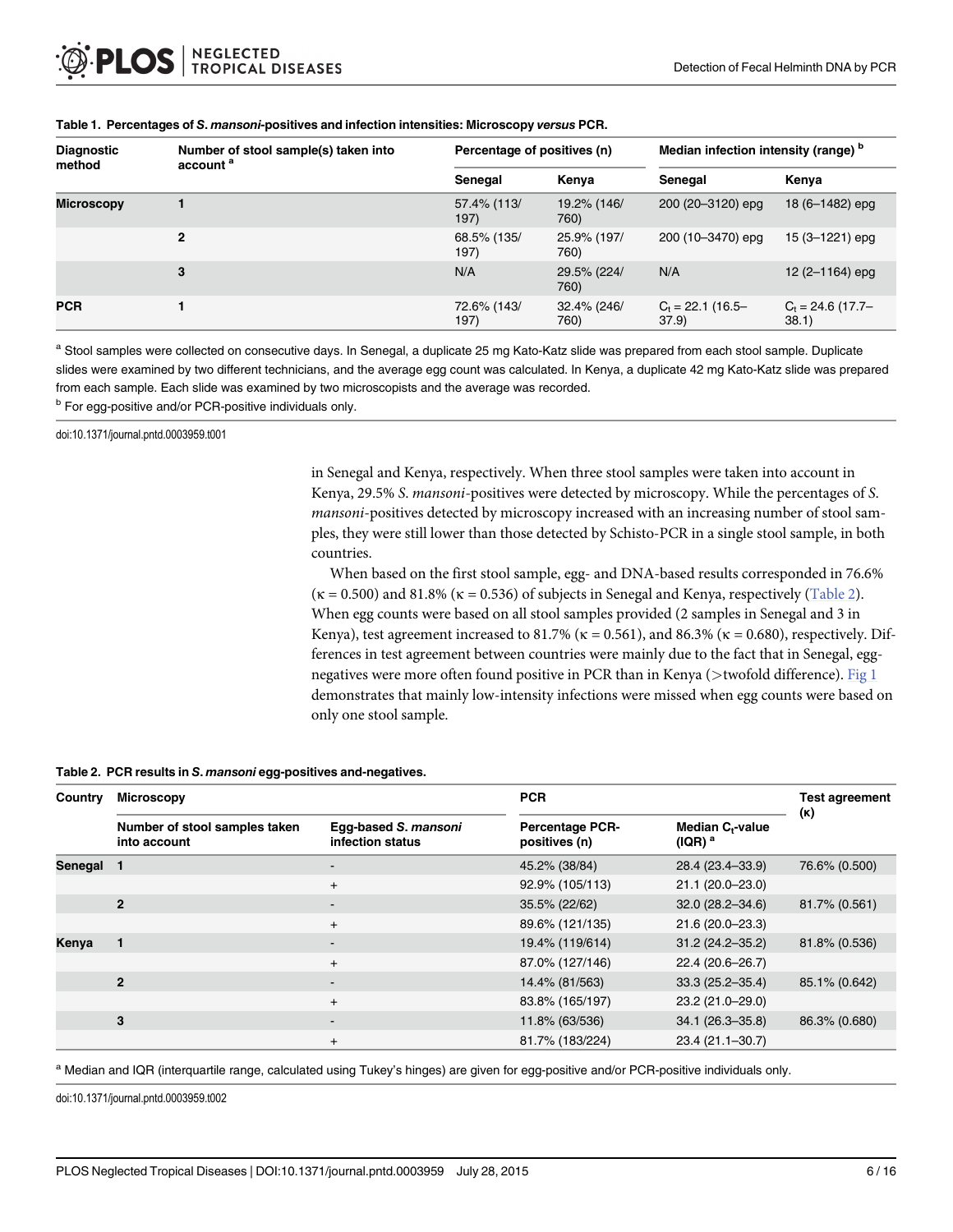**Table 1. Percentages of *S. mansoni*-positives and infection intensities: Microscopy *versus* PCR.**

| Diagnostic method | Number of stool sample(s) taken into account [a] | Percentage of positives (n) | | Median infection intensity (range) [b] | |
|---|---|---|---|---|---|
| | | Senegal | Kenya | Senegal | Kenya |
| **Microscopy** | 1 | 57.4% (113/197) | 19.2% (146/760) | 200 (20–3120) epg | 18 (6–1482) epg |
| | 2 | 68.5% (135/197) | 25.9% (197/760) | 200 (10–3470) epg | 15 (3–1221) epg |
| | 3 | N/A | 29.5% (224/760) | N/A | 12 (2–1164) epg |
| **PCR** | 1 | 72.6% (143/197) | 32.4% (246/760) | $C_t$ = 22.1 (16.5–37.9) | $C_t$ = 24.6 (17.7–38.1) |

[a] Stool samples were collected on consecutive days. In Senegal, a duplicate 25 mg Kato-Katz slide was prepared from each stool sample. Duplicate slides were examined by two different technicians, and the average egg count was calculated. In Kenya, a duplicate 42 mg Kato-Katz slide was prepared from each sample. Each slide was examined by two microscopists and the average was recorded.

[b] For egg-positive and/or PCR-positive individuals only.

doi:10.1371/journal.pntd.0003959.t001

in Senegal and Kenya, respectively. When three stool samples were taken into account in Kenya, 29.5% *S. mansoni*-positives were detected by microscopy. While the percentages of *S. mansoni*-positives detected by microscopy increased with an increasing number of stool samples, they were still lower than those detected by Schisto-PCR in a single stool sample, in both countries.

When based on the first stool sample, egg- and DNA-based results corresponded in 76.6% ($\kappa = 0.500$) and 81.8% ($\kappa = 0.536$) of subjects in Senegal and Kenya, respectively (Table 2). When egg counts were based on all stool samples provided (2 samples in Senegal and 3 in Kenya), test agreement increased to 81.7% ($\kappa = 0.561$), and 86.3% ($\kappa = 0.680$), respectively. Differences in test agreement between countries were mainly due to the fact that in Senegal, egg-negatives were more often found positive in PCR than in Kenya (>twofold difference). Fig 1 demonstrates that mainly low-intensity infections were missed when egg counts were based on only one stool sample.

**Table 2. PCR results in *S. mansoni* egg-positives and-negatives.**

| Country | Microscopy | | PCR | | Test agreement (κ) |
|---|---|---|---|---|---|
| | Number of stool samples taken into account | Egg-based *S. mansoni* infection status | Percentage PCR-positives (n) | Median $C_t$-value (IQR) [a] | |
| **Senegal** | 1 | - | 45.2% (38/84) | 28.4 (23.4–33.9) | 76.6% (0.500) |
| | | + | 92.9% (105/113) | 21.1 (20.0–23.0) | |
| | 2 | - | 35.5% (22/62) | 32.0 (28.2–34.6) | 81.7% (0.561) |
| | | + | 89.6% (121/135) | 21.6 (20.0–23.3) | |
| **Kenya** | 1 | - | 19.4% (119/614) | 31.2 (24.2–35.2) | 81.8% (0.536) |
| | | + | 87.0% (127/146) | 22.4 (20.6–26.7) | |
| | 2 | - | 14.4% (81/563) | 33.3 (25.2–35.4) | 85.1% (0.642) |
| | | + | 83.8% (165/197) | 23.2 (21.0–29.0) | |
| | 3 | - | 11.8% (63/536) | 34.1 (26.3–35.8) | 86.3% (0.680) |
| | | + | 81.7% (183/224) | 23.4 (21.1–30.7) | |

[a] Median and IQR (interquartile range, calculated using Tukey's hinges) are given for egg-positive and/or PCR-positive individuals only.

doi:10.1371/journal.pntd.0003959.t002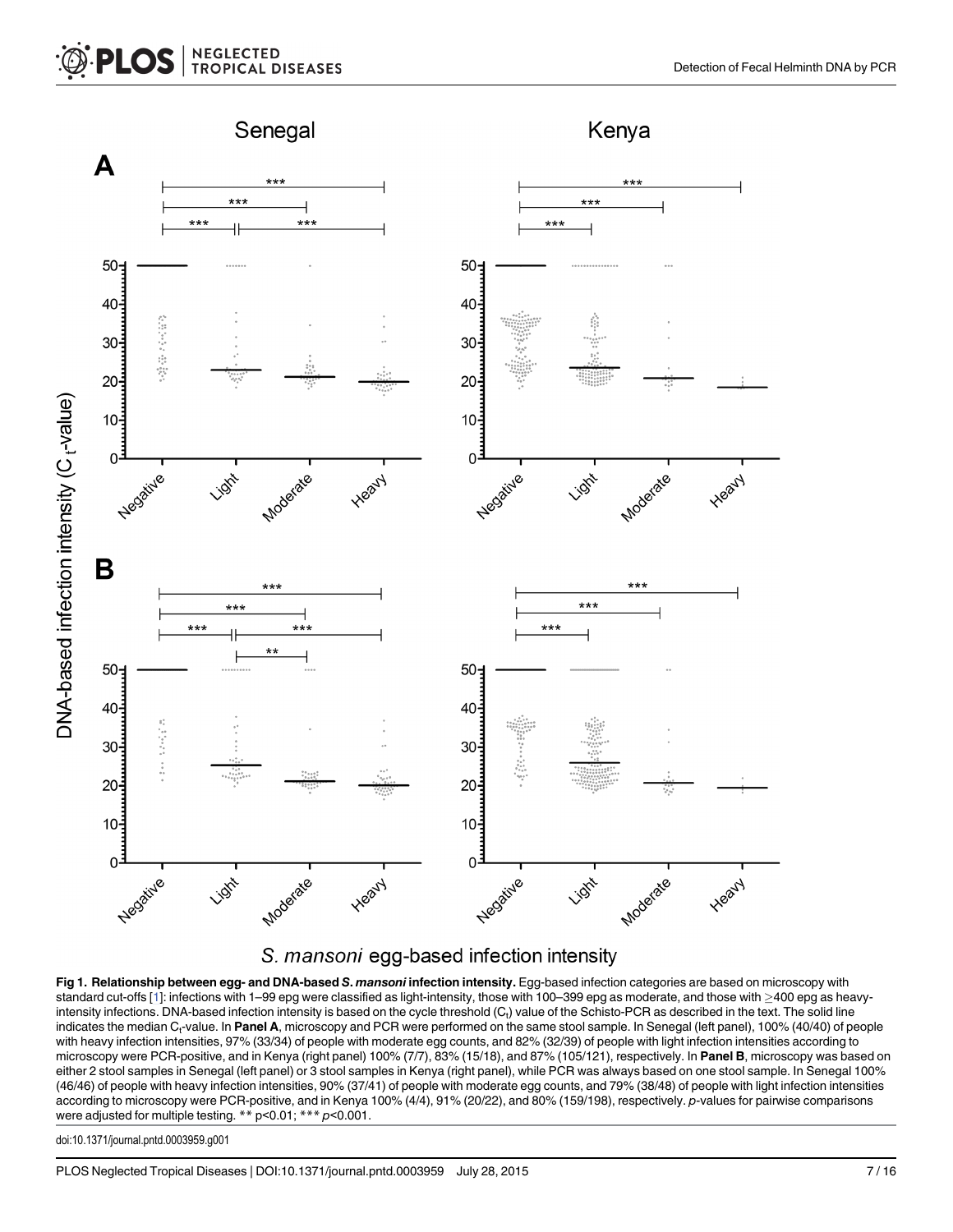**Fig 1. Relationship between egg- and DNA-based *S. mansoni* infection intensity.** Egg-based infection categories are based on microscopy with standard cut-offs [1]: infections with 1–99 epg were classified as light-intensity, those with 100–399 epg as moderate, and those with ≥400 epg as heavy-intensity infections. DNA-based infection intensity is based on the cycle threshold ($C_t$) value of the Schisto-PCR as described in the text. The solid line indicates the median $C_t$-value. In **Panel A**, microscopy and PCR were performed on the same stool sample. In Senegal (left panel), 100% (40/40) of people with heavy infection intensities, 97% (33/34) of people with moderate egg counts, and 82% (32/39) of people with light infection intensities according to microscopy were PCR-positive, and in Kenya (right panel) 100% (7/7), 83% (15/18), and 87% (105/121), respectively. In **Panel B**, microscopy was based on either 2 stool samples in Senegal (left panel) or 3 stool samples in Kenya (right panel), while PCR was always based on one stool sample. In Senegal 100% (46/46) of people with heavy infection intensities, 90% (37/41) of people with moderate egg counts, and 79% (38/48) of people with light infection intensities according to microscopy were PCR-positive, and in Kenya 100% (4/4), 91% (20/22), and 80% (159/198), respectively. *p*-values for pairwise comparisons were adjusted for multiple testing. ** p<0.01; *** *p*<0.001.

doi:10.1371/journal.pntd.0003959.g001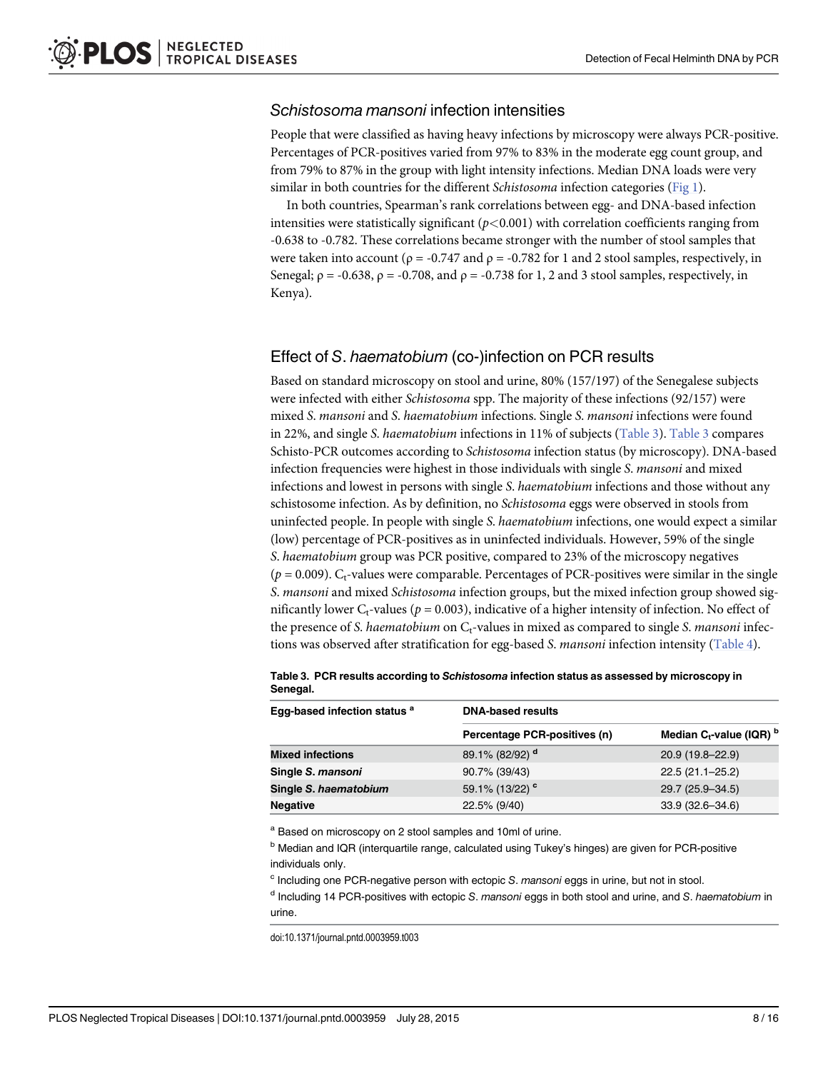### *Schistosoma mansoni* infection intensities

People that were classified as having heavy infections by microscopy were always PCR-positive. Percentages of PCR-positives varied from 97% to 83% in the moderate egg count group, and from 79% to 87% in the group with light intensity infections. Median DNA loads were very similar in both countries for the different *Schistosoma* infection categories (Fig 1).

In both countries, Spearman's rank correlations between egg- and DNA-based infection intensities were statistically significant ($p<0.001$) with correlation coefficients ranging from -0.638 to -0.782. These correlations became stronger with the number of stool samples that were taken into account ($\rho = -0.747$ and $\rho = -0.782$ for 1 and 2 stool samples, respectively, in Senegal; $\rho = -0.638$, $\rho = -0.708$, and $\rho = -0.738$ for 1, 2 and 3 stool samples, respectively, in Kenya).

### Effect of *S. haematobium* (co-)infection on PCR results

Based on standard microscopy on stool and urine, 80% (157/197) of the Senegalese subjects were infected with either *Schistosoma* spp. The majority of these infections (92/157) were mixed *S. mansoni* and *S. haematobium* infections. Single *S. mansoni* infections were found in 22%, and single *S. haematobium* infections in 11% of subjects (Table 3). Table 3 compares Schisto-PCR outcomes according to *Schistosoma* infection status (by microscopy). DNA-based infection frequencies were highest in those individuals with single *S. mansoni* and mixed infections and lowest in persons with single *S. haematobium* infections and those without any schistosome infection. As by definition, no *Schistosoma* eggs were observed in stools from uninfected people. In people with single *S. haematobium* infections, one would expect a similar (low) percentage of PCR-positives as in uninfected individuals. However, 59% of the single *S. haematobium* group was PCR positive, compared to 23% of the microscopy negatives ($p = 0.009$). $C_t$-values were comparable. Percentages of PCR-positives were similar in the single *S. mansoni* and mixed *Schistosoma* infection groups, but the mixed infection group showed significantly lower $C_t$-values ($p = 0.003$), indicative of a higher intensity of infection. No effect of the presence of *S. haematobium* on $C_t$-values in mixed as compared to single *S. mansoni* infections was observed after stratification for egg-based *S. mansoni* infection intensity (Table 4).

**Table 3. PCR results according to *Schistosoma* infection status as assessed by microscopy in Senegal.**

| Egg-based infection status [a] | DNA-based results | |
|---|---|---|
| | Percentage PCR-positives (n) | Median $C_t$-value (IQR) [b] |
| **Mixed infections** | 89.1% (82/92) [d] | 20.9 (19.8–22.9) |
| **Single *S. mansoni*** | 90.7% (39/43) | 22.5 (21.1–25.2) |
| **Single *S. haematobium*** | 59.1% (13/22) [c] | 29.7 (25.9–34.5) |
| **Negative** | 22.5% (9/40) | 33.9 (32.6–34.6) |

[a] Based on microscopy on 2 stool samples and 10ml of urine.

[b] Median and IQR (interquartile range, calculated using Tukey's hinges) are given for PCR-positive individuals only.

[c] Including one PCR-negative person with ectopic *S. mansoni* eggs in urine, but not in stool.

[d] Including 14 PCR-positives with ectopic *S. mansoni* eggs in both stool and urine, and *S. haematobium* in urine.

doi:10.1371/journal.pntd.0003959.t003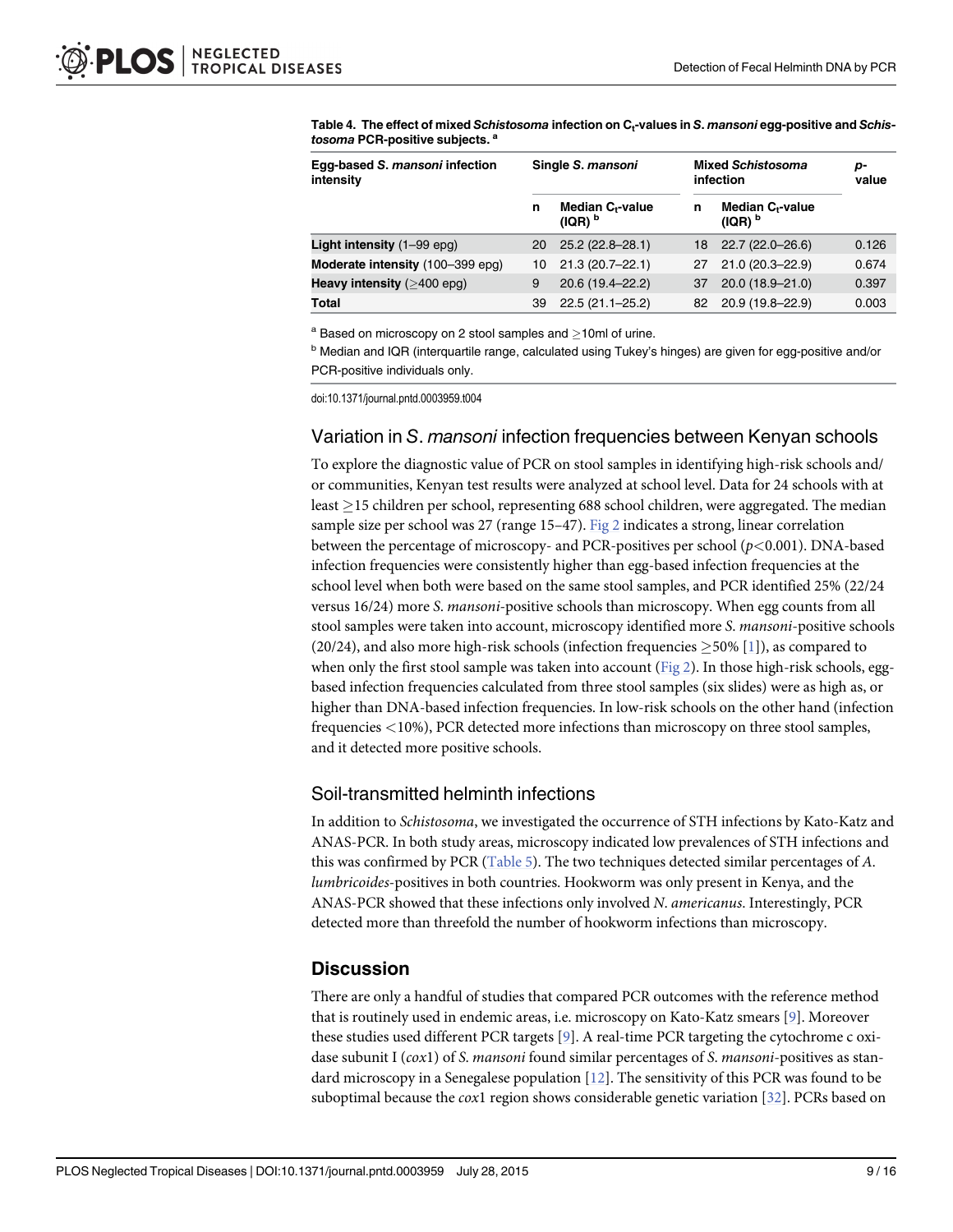**Table 4. The effect of mixed *Schistosoma* infection on $C_t$-values in *S. mansoni* egg-positive and *Schistosoma* PCR-positive subjects.** [a]

| Egg-based *S. mansoni* infection intensity | Single *S. mansoni* | | Mixed *Schistosoma* infection | | *p*-value |
|---|---|---|---|---|---|
| | n | Median $C_t$-value (IQR) [b] | n | Median $C_t$-value (IQR) [b] | |
| **Light intensity** (1–99 epg) | 20 | 25.2 (22.8–28.1) | 18 | 22.7 (22.0–26.6) | 0.126 |
| **Moderate intensity** (100–399 epg) | 10 | 21.3 (20.7–22.1) | 27 | 21.0 (20.3–22.9) | 0.674 |
| **Heavy intensity** (≥400 epg) | 9 | 20.6 (19.4–22.2) | 37 | 20.0 (18.9–21.0) | 0.397 |
| **Total** | 39 | 22.5 (21.1–25.2) | 82 | 20.9 (19.8–22.9) | 0.003 |

[a] Based on microscopy on 2 stool samples and ≥10ml of urine.

[b] Median and IQR (interquartile range, calculated using Tukey's hinges) are given for egg-positive and/or PCR-positive individuals only.

doi:10.1371/journal.pntd.0003959.t004

## Variation in *S. mansoni* infection frequencies between Kenyan schools

To explore the diagnostic value of PCR on stool samples in identifying high-risk schools and/or communities, Kenyan test results were analyzed at school level. Data for 24 schools with at least ≥15 children per school, representing 688 school children, were aggregated. The median sample size per school was 27 (range 15–47). Fig 2 indicates a strong, linear correlation between the percentage of microscopy- and PCR-positives per school ($p<0.001$). DNA-based infection frequencies were consistently higher than egg-based infection frequencies at the school level when both were based on the same stool samples, and PCR identified 25% (22/24 versus 16/24) more *S. mansoni*-positive schools than microscopy. When egg counts from all stool samples were taken into account, microscopy identified more *S. mansoni*-positive schools (20/24), and also more high-risk schools (infection frequencies ≥50% [1]), as compared to when only the first stool sample was taken into account (Fig 2). In those high-risk schools, egg-based infection frequencies calculated from three stool samples (six slides) were as high as, or higher than DNA-based infection frequencies. In low-risk schools on the other hand (infection frequencies <10%), PCR detected more infections than microscopy on three stool samples, and it detected more positive schools.

## Soil-transmitted helminth infections

In addition to *Schistosoma*, we investigated the occurrence of STH infections by Kato-Katz and ANAS-PCR. In both study areas, microscopy indicated low prevalences of STH infections and this was confirmed by PCR (Table 5). The two techniques detected similar percentages of *A. lumbricoides*-positives in both countries. Hookworm was only present in Kenya, and the ANAS-PCR showed that these infections only involved *N. americanus*. Interestingly, PCR detected more than threefold the number of hookworm infections than microscopy.

# Discussion

There are only a handful of studies that compared PCR outcomes with the reference method that is routinely used in endemic areas, i.e. microscopy on Kato-Katz smears [9]. Moreover these studies used different PCR targets [9]. A real-time PCR targeting the cytochrome c oxidase subunit I (*cox*1) of *S. mansoni* found similar percentages of *S. mansoni*-positives as standard microscopy in a Senegalese population [12]. The sensitivity of this PCR was found to be suboptimal because the *cox*1 region shows considerable genetic variation [32]. PCRs based on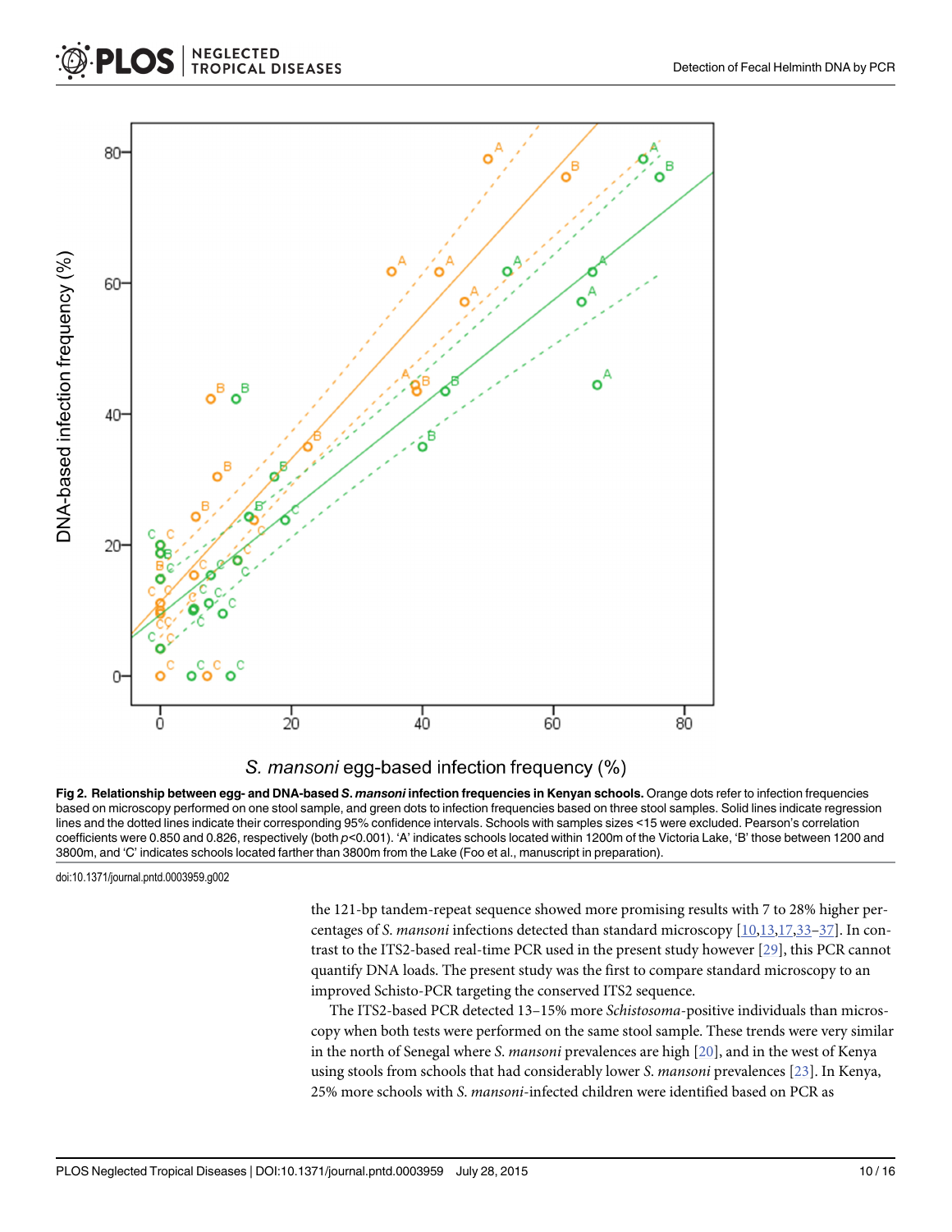**Fig 2. Relationship between egg- and DNA-based *S. mansoni* infection frequencies in Kenyan schools.** Orange dots refer to infection frequencies based on microscopy performed on one stool sample, and green dots to infection frequencies based on three stool samples. Solid lines indicate regression lines and the dotted lines indicate their corresponding 95% confidence intervals. Schools with samples sizes <15 were excluded. Pearson's correlation coefficients were 0.850 and 0.826, respectively (both $p<0.001$). 'A' indicates schools located within 1200m of the Victoria Lake, 'B' those between 1200 and 3800m, and 'C' indicates schools located farther than 3800m from the Lake (Foo et al., manuscript in preparation).

doi:10.1371/journal.pntd.0003959.g002

the 121-bp tandem-repeat sequence showed more promising results with 7 to 28% higher percentages of *S. mansoni* infections detected than standard microscopy [10,13,17,33–37]. In contrast to the ITS2-based real-time PCR used in the present study however [29], this PCR cannot quantify DNA loads. The present study was the first to compare standard microscopy to an improved Schisto-PCR targeting the conserved ITS2 sequence.

The ITS2-based PCR detected 13–15% more *Schistosoma*-positive individuals than microscopy when both tests were performed on the same stool sample. These trends were very similar in the north of Senegal where *S. mansoni* prevalences are high [20], and in the west of Kenya using stools from schools that had considerably lower *S. mansoni* prevalences [23]. In Kenya, 25% more schools with *S. mansoni*-infected children were identified based on PCR as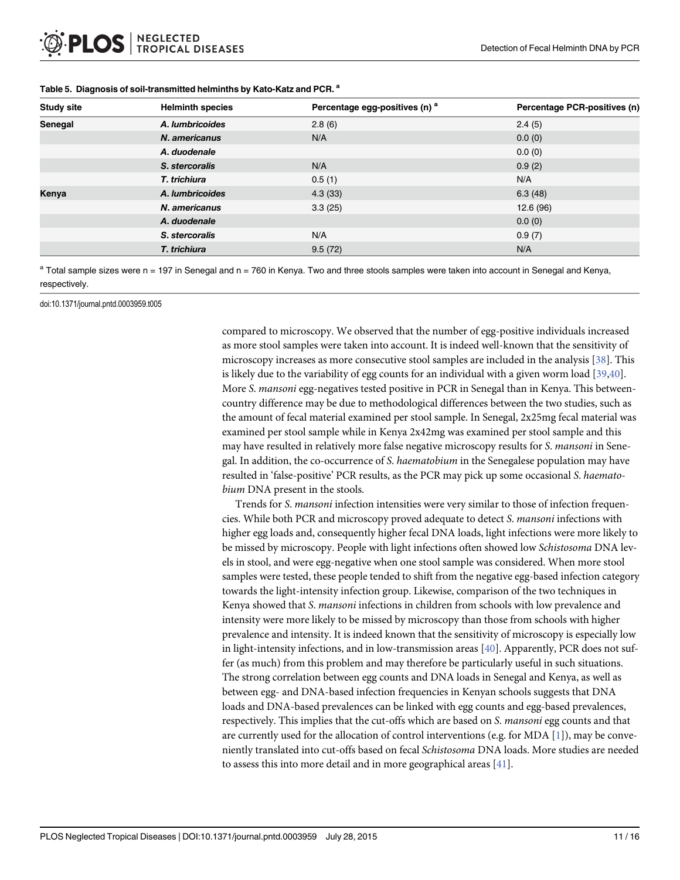**Table 5. Diagnosis of soil-transmitted helminths by Kato-Katz and PCR.** [a]

| Study site | Helminth species | Percentage egg-positives (n) [a] | Percentage PCR-positives (n) |
|---|---|---|---|
| Senegal | *A. lumbricoides* | 2.8 (6) | 2.4 (5) |
| | *N. americanus* | N/A | 0.0 (0) |
| | *A. duodenale* | | 0.0 (0) |
| | *S. stercoralis* | N/A | 0.9 (2) |
| | *T. trichiura* | 0.5 (1) | N/A |
| Kenya | *A. lumbricoides* | 4.3 (33) | 6.3 (48) |
| | *N. americanus* | 3.3 (25) | 12.6 (96) |
| | *A. duodenale* | | 0.0 (0) |
| | *S. stercoralis* | N/A | 0.9 (7) |
| | *T. trichiura* | 9.5 (72) | N/A |

[a] Total sample sizes were n = 197 in Senegal and n = 760 in Kenya. Two and three stools samples were taken into account in Senegal and Kenya, respectively.

doi:10.1371/journal.pntd.0003959.t005

compared to microscopy. We observed that the number of egg-positive individuals increased as more stool samples were taken into account. It is indeed well-known that the sensitivity of microscopy increases as more consecutive stool samples are included in the analysis [38]. This is likely due to the variability of egg counts for an individual with a given worm load [39,40]. More *S. mansoni* egg-negatives tested positive in PCR in Senegal than in Kenya. This between-country difference may be due to methodological differences between the two studies, such as the amount of fecal material examined per stool sample. In Senegal, 2x25mg fecal material was examined per stool sample while in Kenya 2x42mg was examined per stool sample and this may have resulted in relatively more false negative microscopy results for *S. mansoni* in Senegal. In addition, the co-occurrence of *S. haematobium* in the Senegalese population may have resulted in 'false-positive' PCR results, as the PCR may pick up some occasional *S. haematobium* DNA present in the stools.

Trends for *S. mansoni* infection intensities were very similar to those of infection frequencies. While both PCR and microscopy proved adequate to detect *S. mansoni* infections with higher egg loads and, consequently higher fecal DNA loads, light infections were more likely to be missed by microscopy. People with light infections often showed low *Schistosoma* DNA levels in stool, and were egg-negative when one stool sample was considered. When more stool samples were tested, these people tended to shift from the negative egg-based infection category towards the light-intensity infection group. Likewise, comparison of the two techniques in Kenya showed that *S. mansoni* infections in children from schools with low prevalence and intensity were more likely to be missed by microscopy than those from schools with higher prevalence and intensity. It is indeed known that the sensitivity of microscopy is especially low in light-intensity infections, and in low-transmission areas [40]. Apparently, PCR does not suffer (as much) from this problem and may therefore be particularly useful in such situations. The strong correlation between egg counts and DNA loads in Senegal and Kenya, as well as between egg- and DNA-based infection frequencies in Kenyan schools suggests that DNA loads and DNA-based prevalences can be linked with egg counts and egg-based prevalences, respectively. This implies that the cut-offs which are based on *S. mansoni* egg counts and that are currently used for the allocation of control interventions (e.g. for MDA [1]), may be conveniently translated into cut-offs based on fecal *Schistosoma* DNA loads. More studies are needed to assess this into more detail and in more geographical areas [41].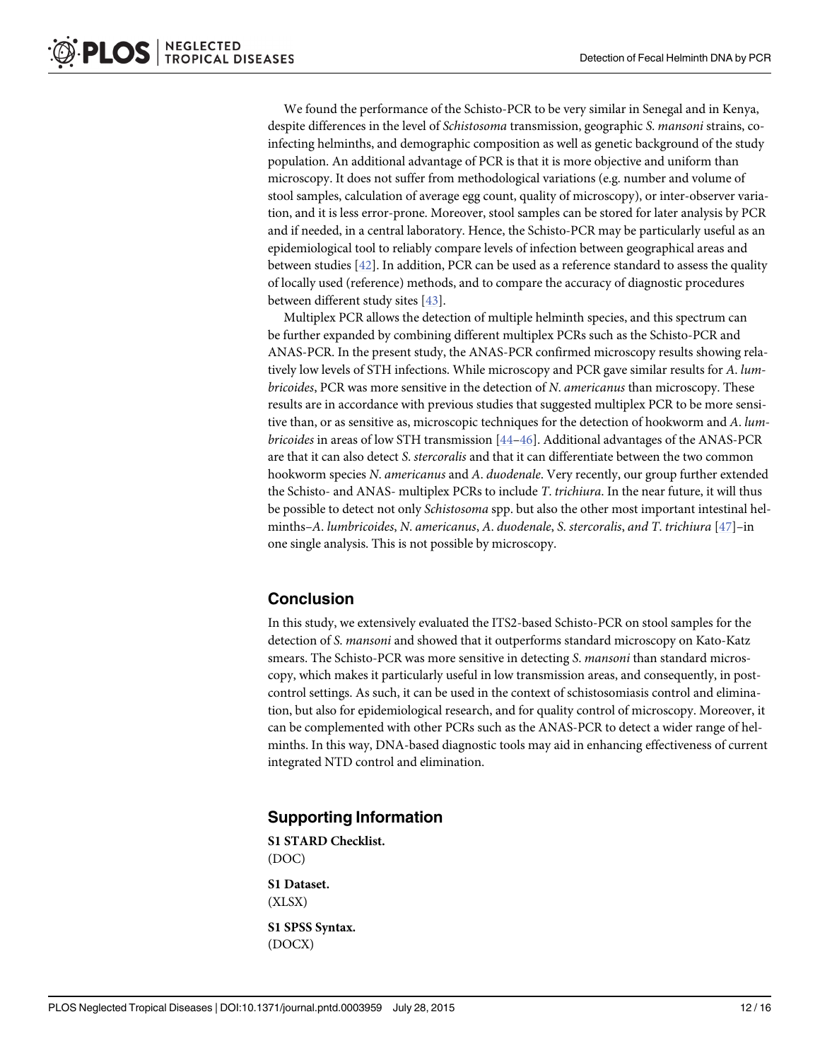We found the performance of the Schisto-PCR to be very similar in Senegal and in Kenya, despite differences in the level of *Schistosoma* transmission, geographic *S. mansoni* strains, co-infecting helminths, and demographic composition as well as genetic background of the study population. An additional advantage of PCR is that it is more objective and uniform than microscopy. It does not suffer from methodological variations (e.g. number and volume of stool samples, calculation of average egg count, quality of microscopy), or inter-observer variation, and it is less error-prone. Moreover, stool samples can be stored for later analysis by PCR and if needed, in a central laboratory. Hence, the Schisto-PCR may be particularly useful as an epidemiological tool to reliably compare levels of infection between geographical areas and between studies [42]. In addition, PCR can be used as a reference standard to assess the quality of locally used (reference) methods, and to compare the accuracy of diagnostic procedures between different study sites [43].

Multiplex PCR allows the detection of multiple helminth species, and this spectrum can be further expanded by combining different multiplex PCRs such as the Schisto-PCR and ANAS-PCR. In the present study, the ANAS-PCR confirmed microscopy results showing relatively low levels of STH infections. While microscopy and PCR gave similar results for *A. lumbricoides*, PCR was more sensitive in the detection of *N. americanus* than microscopy. These results are in accordance with previous studies that suggested multiplex PCR to be more sensitive than, or as sensitive as, microscopic techniques for the detection of hookworm and *A. lumbricoides* in areas of low STH transmission [44–46]. Additional advantages of the ANAS-PCR are that it can also detect *S. stercoralis* and that it can differentiate between the two common hookworm species *N. americanus* and *A. duodenale*. Very recently, our group further extended the Schisto- and ANAS- multiplex PCRs to include *T. trichiura*. In the near future, it will thus be possible to detect not only *Schistosoma* spp. but also the other most important intestinal helminths–*A. lumbricoides*, *N. americanus*, *A. duodenale*, *S. stercoralis*, *and T. trichiura* [47]–in one single analysis. This is not possible by microscopy.

## Conclusion

In this study, we extensively evaluated the ITS2-based Schisto-PCR on stool samples for the detection of *S. mansoni* and showed that it outperforms standard microscopy on Kato-Katz smears. The Schisto-PCR was more sensitive in detecting *S. mansoni* than standard microscopy, which makes it particularly useful in low transmission areas, and consequently, in post-control settings. As such, it can be used in the context of schistosomiasis control and elimination, but also for epidemiological research, and for quality control of microscopy. Moreover, it can be complemented with other PCRs such as the ANAS-PCR to detect a wider range of helminths. In this way, DNA-based diagnostic tools may aid in enhancing effectiveness of current integrated NTD control and elimination.

## Supporting Information

**S1 STARD Checklist.**
(DOC)

**S1 Dataset.**
(XLSX)

**S1 SPSS Syntax.**
(DOCX)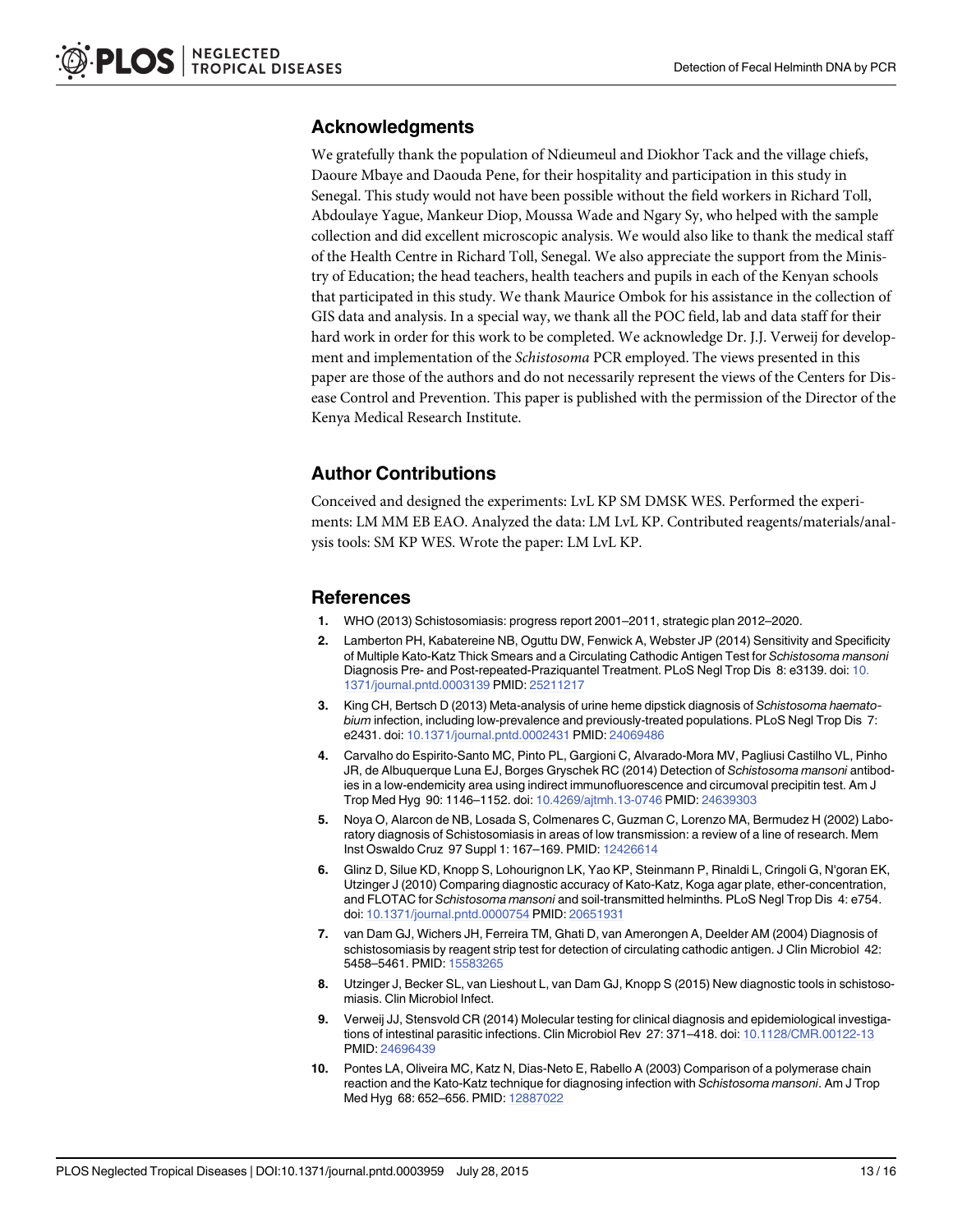## Acknowledgments

We gratefully thank the population of Ndieumeul and Diokhor Tack and the village chiefs, Daoure Mbaye and Daouda Pene, for their hospitality and participation in this study in Senegal. This study would not have been possible without the field workers in Richard Toll, Abdoulaye Yague, Mankeur Diop, Moussa Wade and Ngary Sy, who helped with the sample collection and did excellent microscopic analysis. We would also like to thank the medical staff of the Health Centre in Richard Toll, Senegal. We also appreciate the support from the Ministry of Education; the head teachers, health teachers and pupils in each of the Kenyan schools that participated in this study. We thank Maurice Ombok for his assistance in the collection of GIS data and analysis. In a special way, we thank all the POC field, lab and data staff for their hard work in order for this work to be completed. We acknowledge Dr. J.J. Verweij for development and implementation of the *Schistosoma* PCR employed. The views presented in this paper are those of the authors and do not necessarily represent the views of the Centers for Disease Control and Prevention. This paper is published with the permission of the Director of the Kenya Medical Research Institute.

## Author Contributions

Conceived and designed the experiments: LvL KP SM DMSK WES. Performed the experiments: LM MM EB EAO. Analyzed the data: LM LvL KP. Contributed reagents/materials/analysis tools: SM KP WES. Wrote the paper: LM LvL KP.

## References

1. WHO (2013) Schistosomiasis: progress report 2001–2011, strategic plan 2012–2020.
2. Lamberton PH, Kabatereine NB, Oguttu DW, Fenwick A, Webster JP (2014) Sensitivity and Specificity of Multiple Kato-Katz Thick Smears and a Circulating Cathodic Antigen Test for *Schistosoma mansoni* Diagnosis Pre- and Post-repeated-Praziquantel Treatment. PLoS Negl Trop Dis 8: e3139. doi: 10.1371/journal.pntd.0003139 PMID: 25211217
3. King CH, Bertsch D (2013) Meta-analysis of urine heme dipstick diagnosis of *Schistosoma haematobium* infection, including low-prevalence and previously-treated populations. PLoS Negl Trop Dis 7: e2431. doi: 10.1371/journal.pntd.0002431 PMID: 24069486
4. Carvalho do Espirito-Santo MC, Pinto PL, Gargioni C, Alvarado-Mora MV, Pagliusi Castilho VL, Pinho JR, de Albuquerque Luna EJ, Borges Gryschek RC (2014) Detection of *Schistosoma mansoni* antibodies in a low-endemicity area using indirect immunofluorescence and circumoval precipitin test. Am J Trop Med Hyg 90: 1146–1152. doi: 10.4269/ajtmh.13-0746 PMID: 24639303
5. Noya O, Alarcon de NB, Losada S, Colmenares C, Guzman C, Lorenzo MA, Bermudez H (2002) Laboratory diagnosis of Schistosomiasis in areas of low transmission: a review of a line of research. Mem Inst Oswaldo Cruz 97 Suppl 1: 167–169. PMID: 12426614
6. Glinz D, Silue KD, Knopp S, Lohourignon LK, Yao KP, Steinmann P, Rinaldi L, Cringoli G, N'goran EK, Utzinger J (2010) Comparing diagnostic accuracy of Kato-Katz, Koga agar plate, ether-concentration, and FLOTAC for *Schistosoma mansoni* and soil-transmitted helminths. PLoS Negl Trop Dis 4: e754. doi: 10.1371/journal.pntd.0000754 PMID: 20651931
7. van Dam GJ, Wichers JH, Ferreira TM, Ghati D, van Amerongen A, Deelder AM (2004) Diagnosis of schistosomiasis by reagent strip test for detection of circulating cathodic antigen. J Clin Microbiol 42: 5458–5461. PMID: 15583265
8. Utzinger J, Becker SL, van Lieshout L, van Dam GJ, Knopp S (2015) New diagnostic tools in schistosomiasis. Clin Microbiol Infect.
9. Verweij JJ, Stensvold CR (2014) Molecular testing for clinical diagnosis and epidemiological investigations of intestinal parasitic infections. Clin Microbiol Rev 27: 371–418. doi: 10.1128/CMR.00122-13 PMID: 24696439
10. Pontes LA, Oliveira MC, Katz N, Dias-Neto E, Rabello A (2003) Comparison of a polymerase chain reaction and the Kato-Katz technique for diagnosing infection with *Schistosoma mansoni*. Am J Trop Med Hyg 68: 652–656. PMID: 12887022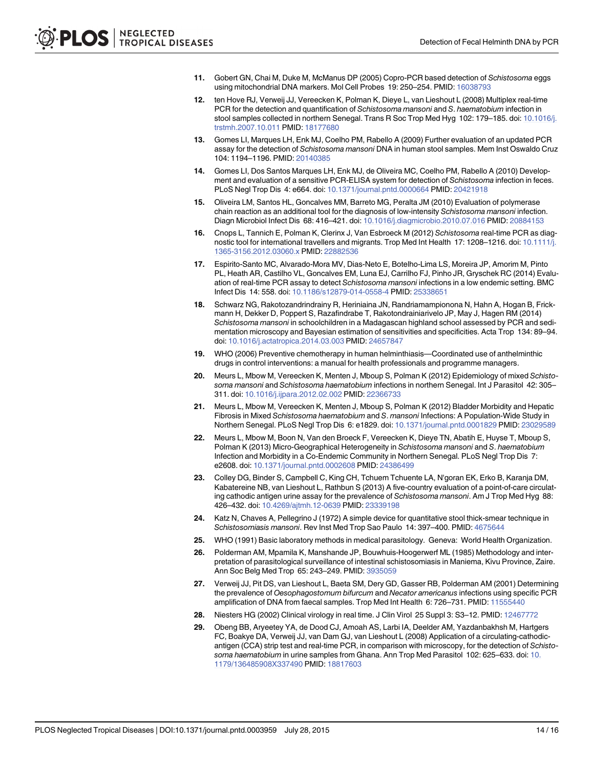11. Gobert GN, Chai M, Duke M, McManus DP (2005) Copro-PCR based detection of *Schistosoma* eggs using mitochondrial DNA markers. Mol Cell Probes 19: 250–254. PMID: 16038793

12. ten Hove RJ, Verweij JJ, Vereecken K, Polman K, Dieye L, van Lieshout L (2008) Multiplex real-time PCR for the detection and quantification of *Schistosoma mansoni* and *S*. *haematobium* infection in stool samples collected in northern Senegal. Trans R Soc Trop Med Hyg 102: 179–185. doi: 10.1016/j.trstmh.2007.10.011 PMID: 18177680

13. Gomes LI, Marques LH, Enk MJ, Coelho PM, Rabello A (2009) Further evaluation of an updated PCR assay for the detection of *Schistosoma mansoni* DNA in human stool samples. Mem Inst Oswaldo Cruz 104: 1194–1196. PMID: 20140385

14. Gomes LI, Dos Santos Marques LH, Enk MJ, de Oliveira MC, Coelho PM, Rabello A (2010) Development and evaluation of a sensitive PCR-ELISA system for detection of *Schistosoma* infection in feces. PLoS Negl Trop Dis 4: e664. doi: 10.1371/journal.pntd.0000664 PMID: 20421918

15. Oliveira LM, Santos HL, Goncalves MM, Barreto MG, Peralta JM (2010) Evaluation of polymerase chain reaction as an additional tool for the diagnosis of low-intensity *Schistosoma mansoni* infection. Diagn Microbiol Infect Dis 68: 416–421. doi: 10.1016/j.diagmicrobio.2010.07.016 PMID: 20884153

16. Cnops L, Tannich E, Polman K, Clerinx J, Van Esbroeck M (2012) *Schistosoma* real-time PCR as diagnostic tool for international travellers and migrants. Trop Med Int Health 17: 1208–1216. doi: 10.1111/j.1365-3156.2012.03060.x PMID: 22882536

17. Espirito-Santo MC, Alvarado-Mora MV, Dias-Neto E, Botelho-Lima LS, Moreira JP, Amorim M, Pinto PL, Heath AR, Castilho VL, Goncalves EM, Luna EJ, Carrilho FJ, Pinho JR, Gryschek RC (2014) Evaluation of real-time PCR assay to detect *Schistosoma mansoni* infections in a low endemic setting. BMC Infect Dis 14: 558. doi: 10.1186/s12879-014-0558-4 PMID: 25338651

18. Schwarz NG, Rakotozandrindrainy R, Heriniaina JN, Randriamampionona N, Hahn A, Hogan B, Frickmann H, Dekker D, Poppert S, Razafindrabe T, Rakotondrainiarivelo JP, May J, Hagen RM (2014) *Schistosoma mansoni* in schoolchildren in a Madagascan highland school assessed by PCR and sedimentation microscopy and Bayesian estimation of sensitivities and specificities. Acta Trop 134: 89–94. doi: 10.1016/j.actatropica.2014.03.003 PMID: 24657847

19. WHO (2006) Preventive chemotherapy in human helminthiasis—Coordinated use of anthelminthic drugs in control interventions: a manual for health professionals and programme managers.

20. Meurs L, Mbow M, Vereecken K, Menten J, Mboup S, Polman K (2012) Epidemiology of mixed *Schistosoma mansoni* and *Schistosoma haematobium* infections in northern Senegal. Int J Parasitol 42: 305–311. doi: 10.1016/j.ijpara.2012.02.002 PMID: 22366733

21. Meurs L, Mbow M, Vereecken K, Menten J, Mboup S, Polman K (2012) Bladder Morbidity and Hepatic Fibrosis in Mixed *Schistosoma haematobium* and *S*. *mansoni* Infections: A Population-Wide Study in Northern Senegal. PLoS Negl Trop Dis 6: e1829. doi: 10.1371/journal.pntd.0001829 PMID: 23029589

22. Meurs L, Mbow M, Boon N, Van den Broeck F, Vereecken K, Dieye TN, Abatih E, Huyse T, Mboup S, Polman K (2013) Micro-Geographical Heterogeneity in *Schistosoma mansoni* and *S*. *haematobium* Infection and Morbidity in a Co-Endemic Community in Northern Senegal. PLoS Negl Trop Dis 7: e2608. doi: 10.1371/journal.pntd.0002608 PMID: 24386499

23. Colley DG, Binder S, Campbell C, King CH, Tchuem Tchuente LA, N'goran EK, Erko B, Karanja DM, Kabatereine NB, van Lieshout L, Rathbun S (2013) A five-country evaluation of a point-of-care circulating cathodic antigen urine assay for the prevalence of *Schistosoma mansoni*. Am J Trop Med Hyg 88: 426–432. doi: 10.4269/ajtmh.12-0639 PMID: 23339198

24. Katz N, Chaves A, Pellegrino J (1972) A simple device for quantitative stool thick-smear technique in *Schistosomiasis mansoni*. Rev Inst Med Trop Sao Paulo 14: 397–400. PMID: 4675644

25. WHO (1991) Basic laboratory methods in medical parasitology. Geneva: World Health Organization.

26. Polderman AM, Mpamila K, Manshande JP, Bouwhuis-Hoogerwerf ML (1985) Methodology and interpretation of parasitological surveillance of intestinal schistosomiasis in Maniema, Kivu Province, Zaire. Ann Soc Belg Med Trop 65: 243–249. PMID: 3935059

27. Verweij JJ, Pit DS, van Lieshout L, Baeta SM, Dery GD, Gasser RB, Polderman AM (2001) Determining the prevalence of *Oesophagostomum bifurcum* and *Necator americanus* infections using specific PCR amplification of DNA from faecal samples. Trop Med Int Health 6: 726–731. PMID: 11555440

28. Niesters HG (2002) Clinical virology in real time. J Clin Virol 25 Suppl 3: S3–12. PMID: 12467772

29. Obeng BB, Aryeetey YA, de Dood CJ, Amoah AS, Larbi IA, Deelder AM, Yazdanbakhsh M, Hartgers FC, Boakye DA, Verweij JJ, van Dam GJ, van Lieshout L (2008) Application of a circulating-cathodic-antigen (CCA) strip test and real-time PCR, in comparison with microscopy, for the detection of *Schistosoma haematobium* in urine samples from Ghana. Ann Trop Med Parasitol 102: 625–633. doi: 10.1179/136485908X337490 PMID: 18817603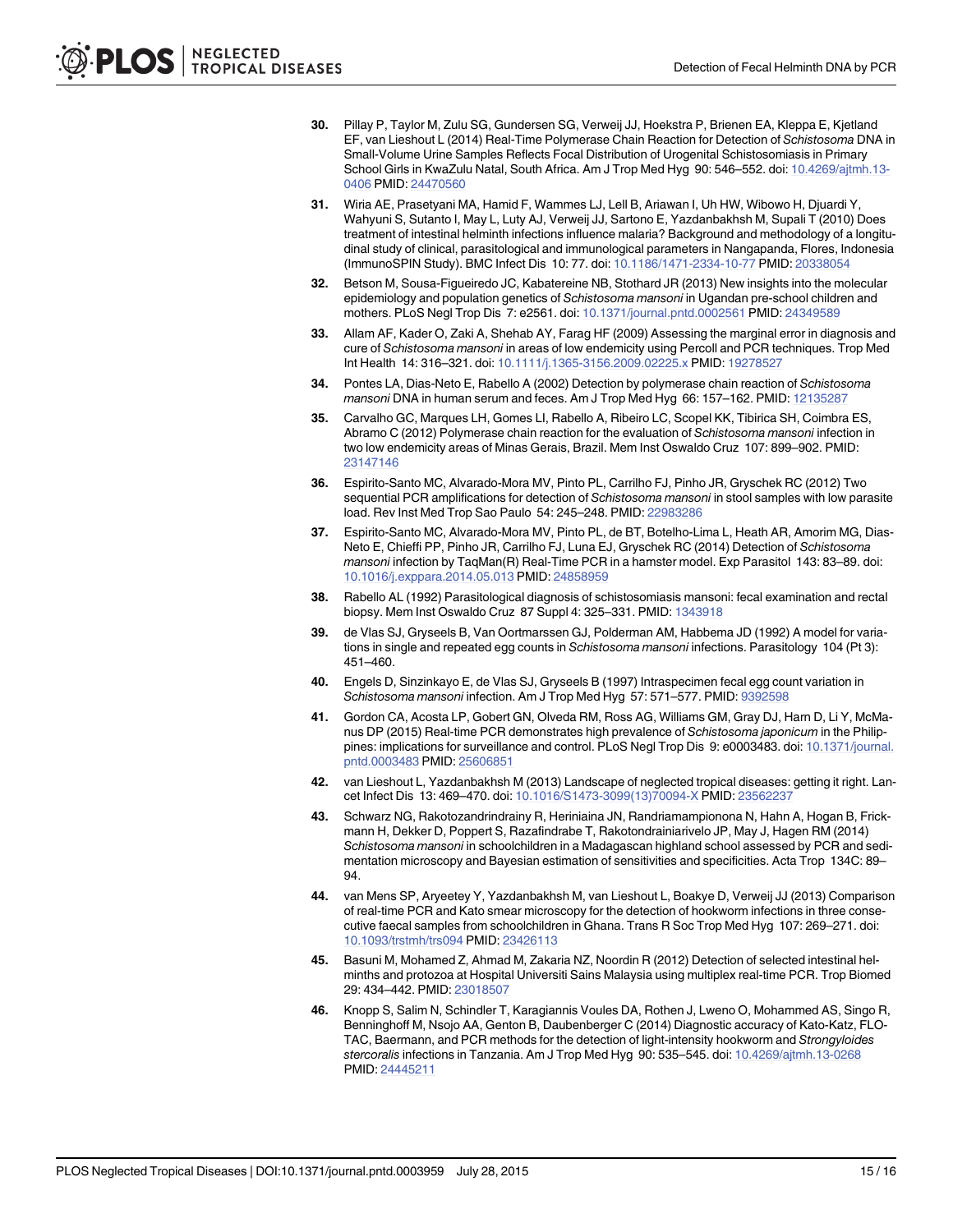30. Pillay P, Taylor M, Zulu SG, Gundersen SG, Verweij JJ, Hoekstra P, Brienen EA, Kleppa E, Kjetland EF, van Lieshout L (2014) Real-Time Polymerase Chain Reaction for Detection of *Schistosoma* DNA in Small-Volume Urine Samples Reflects Focal Distribution of Urogenital Schistosomiasis in Primary School Girls in KwaZulu Natal, South Africa. Am J Trop Med Hyg 90: 546–552. doi: 10.4269/ajtmh.13-0406 PMID: 24470560

31. Wiria AE, Prasetyani MA, Hamid F, Wammes LJ, Lell B, Ariawan I, Uh HW, Wibowo H, Djuardi Y, Wahyuni S, Sutanto I, May L, Luty AJ, Verweij JJ, Sartono E, Yazdanbakhsh M, Supali T (2010) Does treatment of intestinal helminth infections influence malaria? Background and methodology of a longitudinal study of clinical, parasitological and immunological parameters in Nangapanda, Flores, Indonesia (ImmunoSPIN Study). BMC Infect Dis 10: 77. doi: 10.1186/1471-2334-10-77 PMID: 20338054

32. Betson M, Sousa-Figueiredo JC, Kabatereine NB, Stothard JR (2013) New insights into the molecular epidemiology and population genetics of *Schistosoma mansoni* in Ugandan pre-school children and mothers. PLoS Negl Trop Dis 7: e2561. doi: 10.1371/journal.pntd.0002561 PMID: 24349589

33. Allam AF, Kader O, Zaki A, Shehab AY, Farag HF (2009) Assessing the marginal error in diagnosis and cure of *Schistosoma mansoni* in areas of low endemicity using Percoll and PCR techniques. Trop Med Int Health 14: 316–321. doi: 10.1111/j.1365-3156.2009.02225.x PMID: 19278527

34. Pontes LA, Dias-Neto E, Rabello A (2002) Detection by polymerase chain reaction of *Schistosoma mansoni* DNA in human serum and feces. Am J Trop Med Hyg 66: 157–162. PMID: 12135287

35. Carvalho GC, Marques LH, Gomes LI, Rabello A, Ribeiro LC, Scopel KK, Tibirica SH, Coimbra ES, Abramo C (2012) Polymerase chain reaction for the evaluation of *Schistosoma mansoni* infection in two low endemicity areas of Minas Gerais, Brazil. Mem Inst Oswaldo Cruz 107: 899–902. PMID: 23147146

36. Espirito-Santo MC, Alvarado-Mora MV, Pinto PL, Carrilho FJ, Pinho JR, Gryschek RC (2012) Two sequential PCR amplifications for detection of *Schistosoma mansoni* in stool samples with low parasite load. Rev Inst Med Trop Sao Paulo 54: 245–248. PMID: 22983286

37. Espirito-Santo MC, Alvarado-Mora MV, Pinto PL, de BT, Botelho-Lima L, Heath AR, Amorim MG, Dias-Neto E, Chieffi PP, Pinho JR, Carrilho FJ, Luna EJ, Gryschek RC (2014) Detection of *Schistosoma mansoni* infection by TaqMan(R) Real-Time PCR in a hamster model. Exp Parasitol 143: 83–89. doi: 10.1016/j.exppara.2014.05.013 PMID: 24858959

38. Rabello AL (1992) Parasitological diagnosis of schistosomiasis mansoni: fecal examination and rectal biopsy. Mem Inst Oswaldo Cruz 87 Suppl 4: 325–331. PMID: 1343918

39. de Vlas SJ, Gryseels B, Van Oortmarssen GJ, Polderman AM, Habbema JD (1992) A model for variations in single and repeated egg counts in *Schistosoma mansoni* infections. Parasitology 104 (Pt 3): 451–460.

40. Engels D, Sinzinkayo E, de Vlas SJ, Gryseels B (1997) Intraspecimen fecal egg count variation in *Schistosoma mansoni* infection. Am J Trop Med Hyg 57: 571–577. PMID: 9392598

41. Gordon CA, Acosta LP, Gobert GN, Olveda RM, Ross AG, Williams GM, Gray DJ, Harn D, Li Y, McManus DP (2015) Real-time PCR demonstrates high prevalence of *Schistosoma japonicum* in the Philippines: implications for surveillance and control. PLoS Negl Trop Dis 9: e0003483. doi: 10.1371/journal.pntd.0003483 PMID: 25606851

42. van Lieshout L, Yazdanbakhsh M (2013) Landscape of neglected tropical diseases: getting it right. Lancet Infect Dis 13: 469–470. doi: 10.1016/S1473-3099(13)70094-X PMID: 23562237

43. Schwarz NG, Rakotozandrindrainy R, Heriniaina JN, Randriamampionona N, Hahn A, Hogan B, Frickmann H, Dekker D, Poppert S, Razafindrabe T, Rakotondrainiarivelo JP, May J, Hagen RM (2014) *Schistosoma mansoni* in schoolchildren in a Madagascan highland school assessed by PCR and sedimentation microscopy and Bayesian estimation of sensitivities and specificities. Acta Trop 134C: 89–94.

44. van Mens SP, Aryeetey Y, Yazdanbakhsh M, van Lieshout L, Boakye D, Verweij JJ (2013) Comparison of real-time PCR and Kato smear microscopy for the detection of hookworm infections in three consecutive faecal samples from schoolchildren in Ghana. Trans R Soc Trop Med Hyg 107: 269–271. doi: 10.1093/trstmh/trs094 PMID: 23426113

45. Basuni M, Mohamed Z, Ahmad M, Zakaria NZ, Noordin R (2012) Detection of selected intestinal helminths and protozoa at Hospital Universiti Sains Malaysia using multiplex real-time PCR. Trop Biomed 29: 434–442. PMID: 23018507

46. Knopp S, Salim N, Schindler T, Karagiannis Voules DA, Rothen J, Lweno O, Mohammed AS, Singo R, Benninghoff M, Nsojo AA, Genton B, Daubenberger C (2014) Diagnostic accuracy of Kato-Katz, FLOTAC, Baermann, and PCR methods for the detection of light-intensity hookworm and *Strongyloides stercoralis* infections in Tanzania. Am J Trop Med Hyg 90: 535–545. doi: 10.4269/ajtmh.13-0268 PMID: 24445211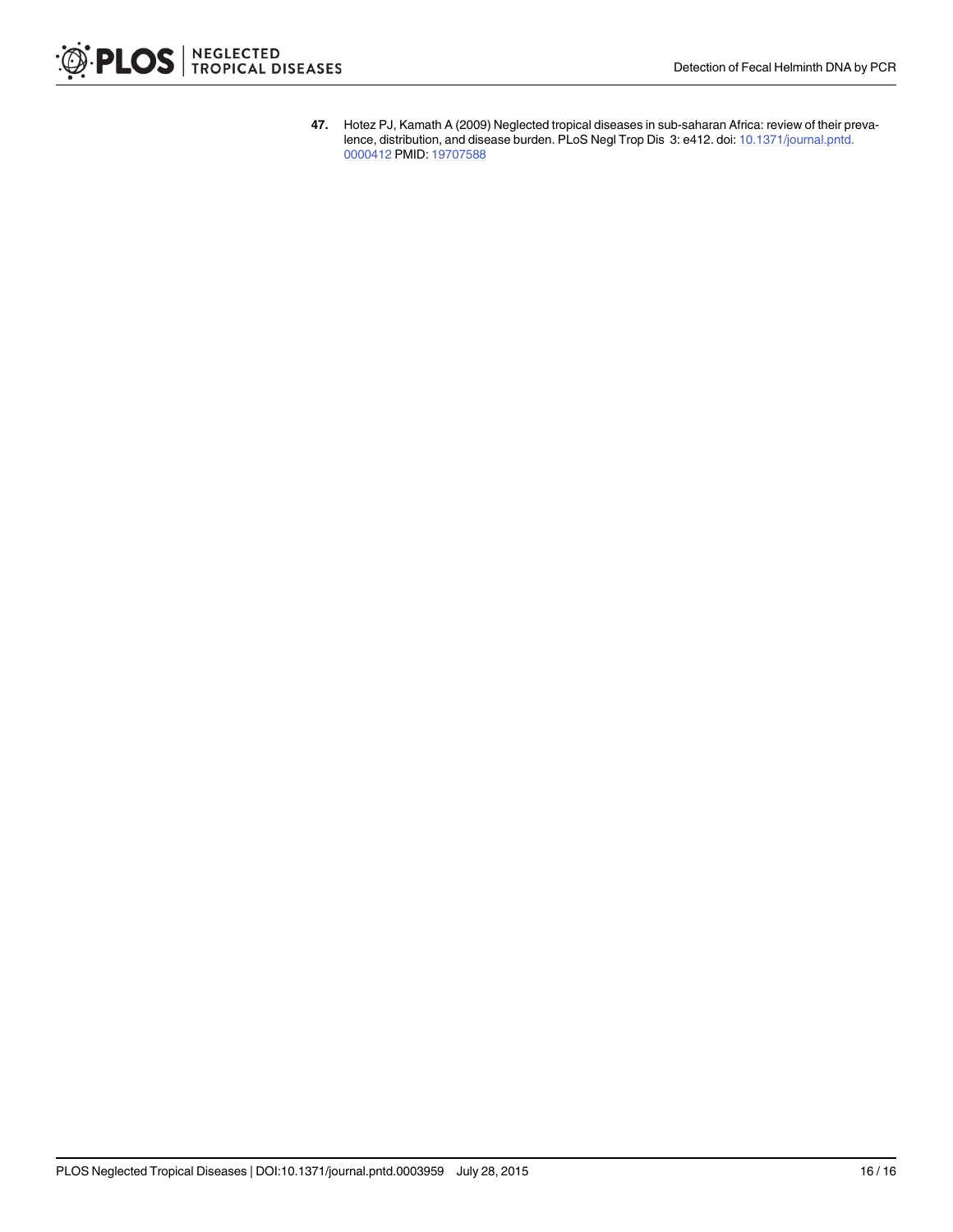47. Hotez PJ, Kamath A (2009) Neglected tropical diseases in sub-saharan Africa: review of their prevalence, distribution, and disease burden. PLoS Negl Trop Dis 3: e412. doi: 10.1371/journal.pntd.0000412 PMID: 19707588